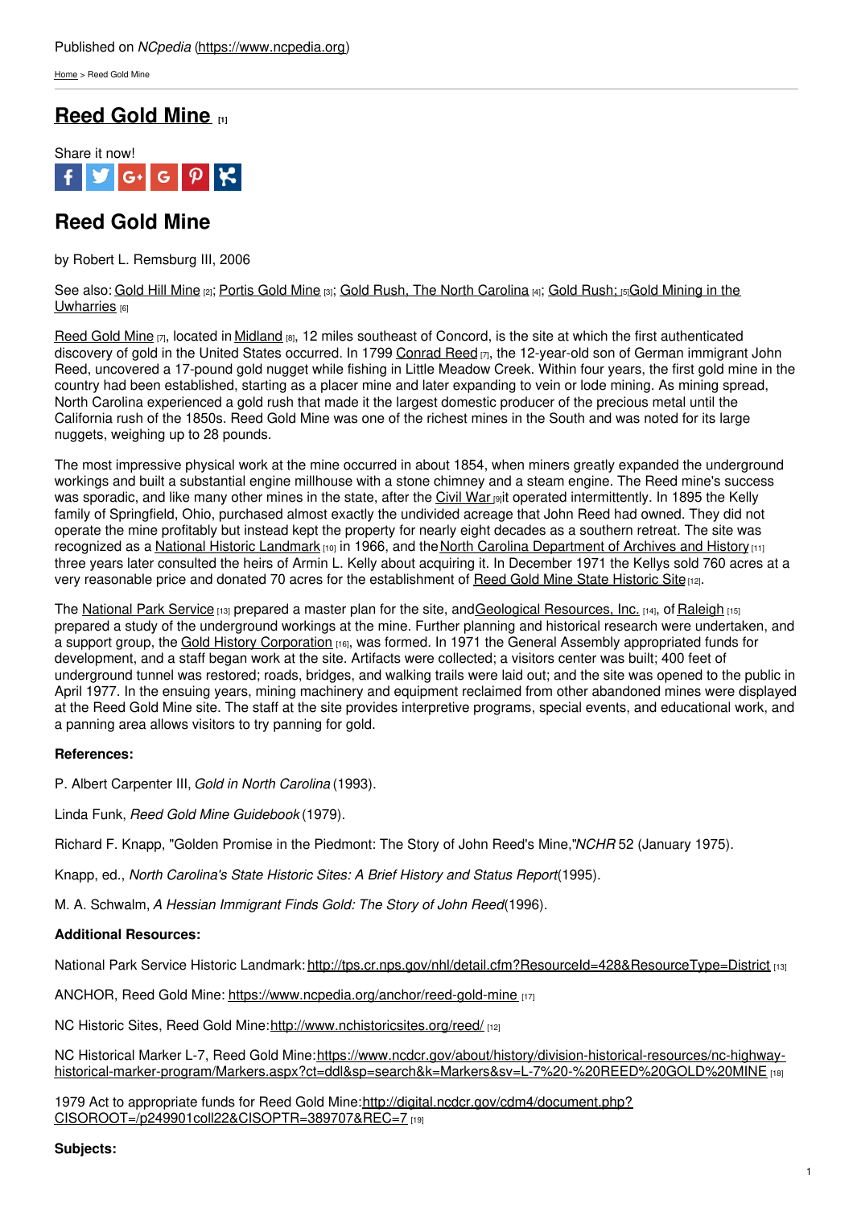Published on *NCpedia* (https://www.ncpedia.org)

Home > Reed Gold Mine

# Reed Gold Mine [1]

Share it now!

## Reed Gold Mine

by Robert L. Remsburg III, 2006

See also: Gold Hill Mine [2]; Portis Gold Mine [3]; Gold Rush, The North Carolina [4]; Gold Rush; [5]Gold Mining in the Uwharries [6]

Reed Gold Mine [7], located in Midland [8], 12 miles southeast of Concord, is the site at which the first authenticated discovery of gold in the United States occurred. In 1799 Conrad Reed [7], the 12-year-old son of German immigrant John Reed, uncovered a 17-pound gold nugget while fishing in Little Meadow Creek. Within four years, the first gold mine in the country had been established, starting as a placer mine and later expanding to vein or lode mining. As mining spread, North Carolina experienced a gold rush that made it the largest domestic producer of the precious metal until the California rush of the 1850s. Reed Gold Mine was one of the richest mines in the South and was noted for its large nuggets, weighing up to 28 pounds.

The most impressive physical work at the mine occurred in about 1854, when miners greatly expanded the underground workings and built a substantial engine millhouse with a stone chimney and a steam engine. The Reed mine's success was sporadic, and like many other mines in the state, after the Civil War [9]it operated intermittently. In 1895 the Kelly family of Springfield, Ohio, purchased almost exactly the undivided acreage that John Reed had owned. They did not operate the mine profitably but instead kept the property for nearly eight decades as a southern retreat. The site was recognized as a National Historic Landmark [10] in 1966, and the North Carolina Department of Archives and History [11] three years later consulted the heirs of Armin L. Kelly about acquiring it. In December 1971 the Kellys sold 760 acres at a very reasonable price and donated 70 acres for the establishment of Reed Gold Mine State Historic Site [12].

The National Park Service [13] prepared a master plan for the site, andGeological Resources, Inc. [14], of Raleigh [15] prepared a study of the underground workings at the mine. Further planning and historical research were undertaken, and a support group, the Gold History Corporation [16], was formed. In 1971 the General Assembly appropriated funds for development, and a staff began work at the site. Artifacts were collected; a visitors center was built; 400 feet of underground tunnel was restored; roads, bridges, and walking trails were laid out; and the site was opened to the public in April 1977. In the ensuing years, mining machinery and equipment reclaimed from other abandoned mines were displayed at the Reed Gold Mine site. The staff at the site provides interpretive programs, special events, and educational work, and a panning area allows visitors to try panning for gold.

**References:**

P. Albert Carpenter III, *Gold in North Carolina* (1993).

Linda Funk, *Reed Gold Mine Guidebook* (1979).

Richard F. Knapp, "Golden Promise in the Piedmont: The Story of John Reed's Mine,"*NCHR* 52 (January 1975).

Knapp, ed., *North Carolina's State Historic Sites: A Brief History and Status Report*(1995).

M. A. Schwalm, *A Hessian Immigrant Finds Gold: The Story of John Reed*(1996).

**Additional Resources:**

National Park Service Historic Landmark: http://tps.cr.nps.gov/nhl/detail.cfm?ResourceId=428&ResourceType=District [13]

ANCHOR, Reed Gold Mine: https://www.ncpedia.org/anchor/reed-gold-mine [17]

NC Historic Sites, Reed Gold Mine:http://www.nchistoricsites.org/reed/ [12]

NC Historical Marker L-7, Reed Gold Mine:https://www.ncdcr.gov/about/history/division-historical-resources/nc-highway-historical-marker-program/Markers.aspx?ct=ddl&sp=search&k=Markers&sv=L-7%20-%20REED%20GOLD%20MINE [18]

1979 Act to appropriate funds for Reed Gold Mine:http://digital.ncdcr.gov/cdm4/document.php?CISOROOT=/p249901coll22&CISOPTR=389707&REC=7 [19]

**Subjects:**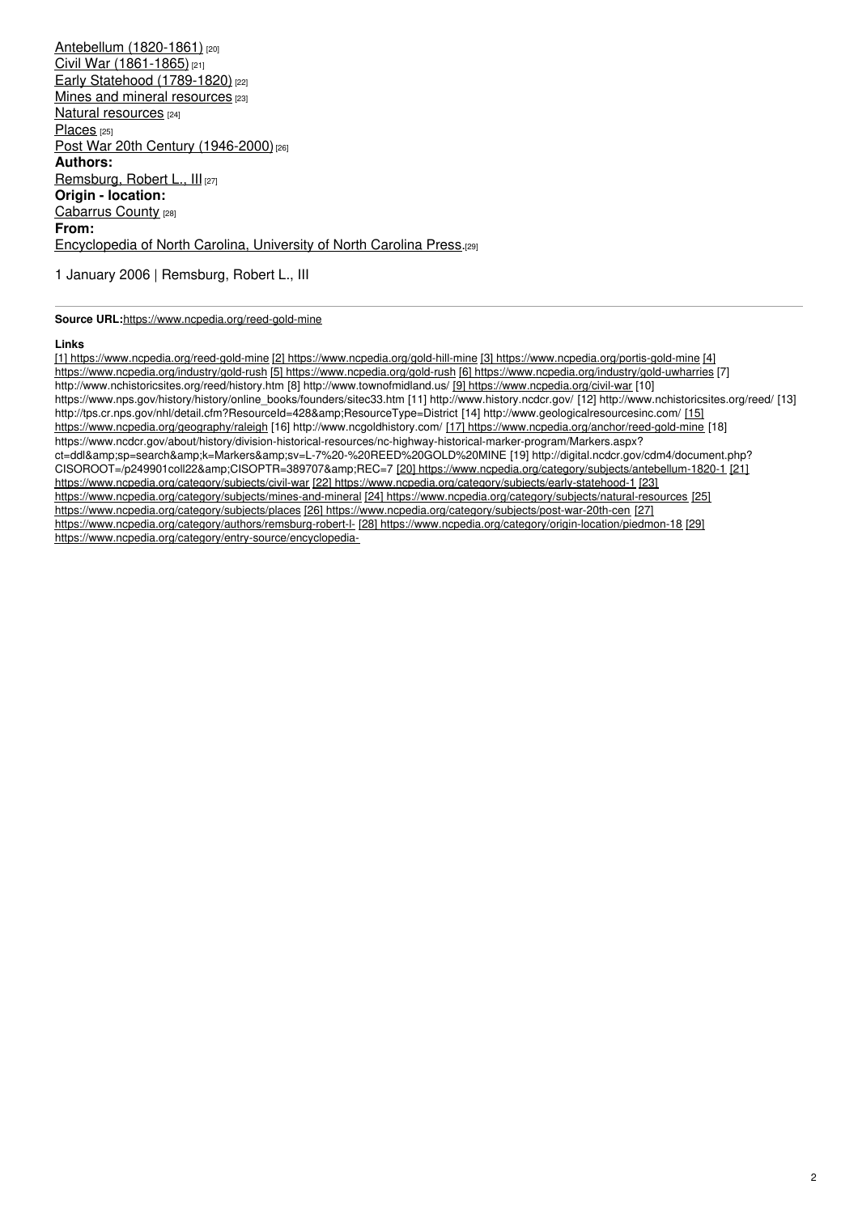[Antebellum (1820-1861)](https://www.ncpedia.org/category/subjects/antebellum-1820-1) [20]
[Civil War (1861-1865)](https://www.ncpedia.org/category/subjects/civil-war) [21]
[Early Statehood (1789-1820)](https://www.ncpedia.org/category/subjects/early-statehood-1) [22]
[Mines and mineral resources](https://www.ncpedia.org/category/subjects/mines-and-mineral) [23]
[Natural resources](https://www.ncpedia.org/category/subjects/natural-resources) [24]
[Places](https://www.ncpedia.org/category/subjects/places) [25]
[Post War 20th Century (1946-2000)](https://www.ncpedia.org/category/subjects/post-war-20th-cen) [26]
**Authors:**
[Remsburg, Robert L., III](https://www.ncpedia.org/category/authors/remsburg-robert-l-) [27]
**Origin - location:**
[Cabarrus County](https://www.ncpedia.org/category/origin-location/piedmon-18) [28]
**From:**
[Encyclopedia of North Carolina, University of North Carolina Press.](https://www.ncpedia.org/category/entry-source/encyclopedia-) [29]

1 January 2006 | Remsburg, Robert L., III

---

**Source URL:** https://www.ncpedia.org/reed-gold-mine

**Links**

[1] https://www.ncpedia.org/reed-gold-mine [2] https://www.ncpedia.org/gold-hill-mine [3] https://www.ncpedia.org/portis-gold-mine [4] https://www.ncpedia.org/industry/gold-rush [5] https://www.ncpedia.org/gold-rush [6] https://www.ncpedia.org/industry/gold-uwharries [7] http://www.nchistoricsites.org/reed/history.htm [8] http://www.townofmidland.us/ [9] https://www.ncpedia.org/civil-war [10] https://www.nps.gov/history/history/online_books/founders/sitec33.htm [11] http://www.history.ncdcr.gov/ [12] http://www.nchistoricsites.org/reed/ [13] http://tps.cr.nps.gov/nhl/detail.cfm?ResourceId=428&amp;ResourceType=District [14] http://www.geologicalresourcesinc.com/ [15] https://www.ncpedia.org/geography/raleigh [16] http://www.ncgoldhistory.com/ [17] https://www.ncpedia.org/anchor/reed-gold-mine [18] https://www.ncdcr.gov/about/history/division-historical-resources/nc-highway-historical-marker-program/Markers.aspx?ct=ddl&amp;sp=search&amp;k=Markers&amp;sv=L-7%20-%20REED%20GOLD%20MINE [19] http://digital.ncdcr.gov/cdm4/document.php?CISOROOT=/p249901coll22&amp;CISOPTR=389707&amp;REC=7 [20] https://www.ncpedia.org/category/subjects/antebellum-1820-1 [21] https://www.ncpedia.org/category/subjects/civil-war [22] https://www.ncpedia.org/category/subjects/early-statehood-1 [23] https://www.ncpedia.org/category/subjects/mines-and-mineral [24] https://www.ncpedia.org/category/subjects/natural-resources [25] https://www.ncpedia.org/category/subjects/places [26] https://www.ncpedia.org/category/subjects/post-war-20th-cen [27] https://www.ncpedia.org/category/authors/remsburg-robert-l- [28] https://www.ncpedia.org/category/origin-location/piedmon-18 [29] https://www.ncpedia.org/category/entry-source/encyclopedia-